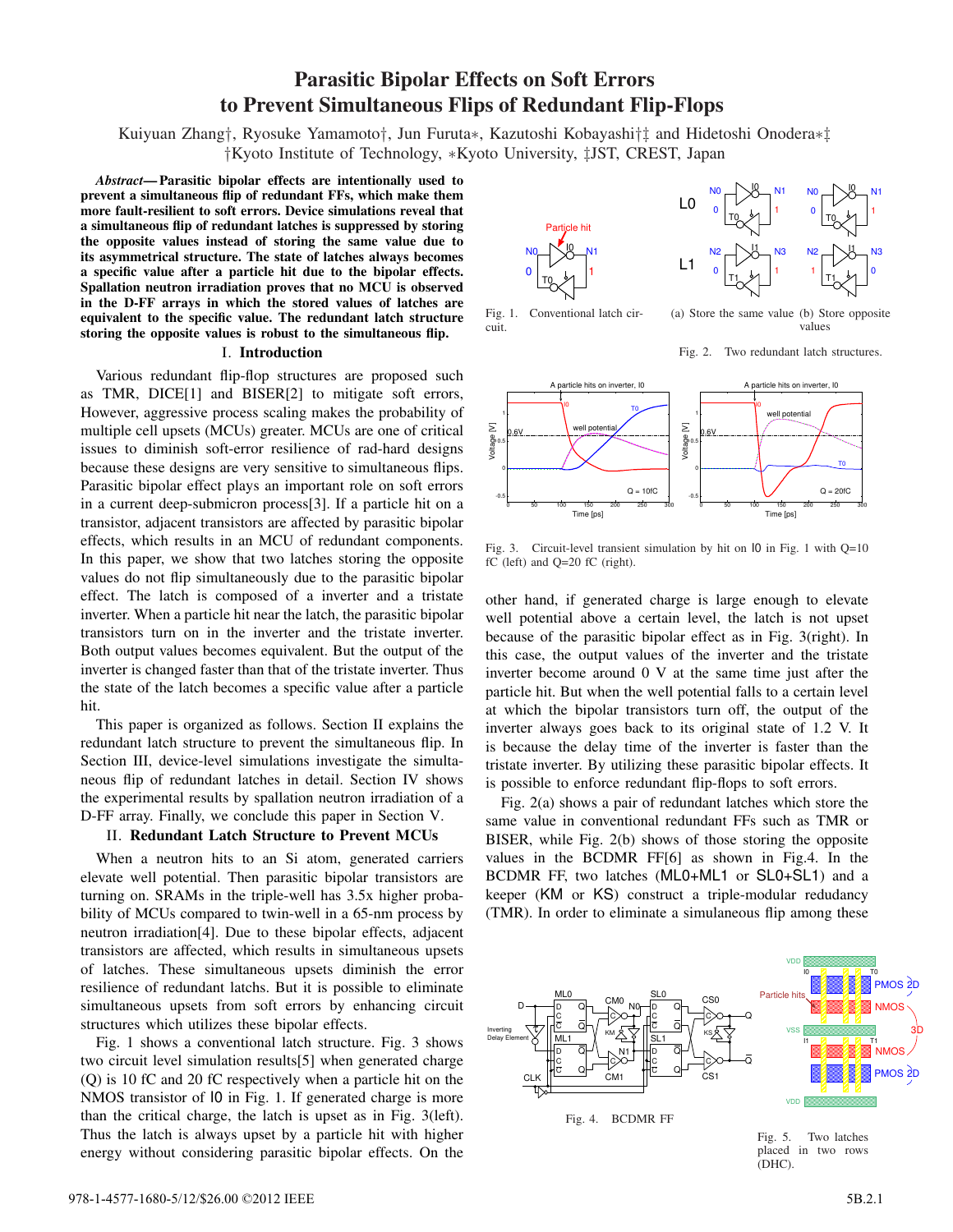# Parasitic Bipolar Effects on Soft Errors to Prevent Simultaneous Flips of Redundant Flip-Flops

Kuiyuan Zhang†, Ryosuke Yamamoto†, Jun Furuta∗, Kazutoshi Kobayashi†‡ and Hidetoshi Onodera∗‡
†Kyoto Institute of Technology, ∗Kyoto University, ‡JST, CREST, Japan

***Abstract*— Parasitic bipolar effects are intentionally used to prevent a simultaneous flip of redundant FFs, which make them more fault-resilient to soft errors. Device simulations reveal that a simultaneous flip of redundant latches is suppressed by storing the opposite values instead of storing the same value due to its asymmetrical structure. The state of latches always becomes a specific value after a particle hit due to the bipolar effects. Spallation neutron irradiation proves that no MCU is observed in the D-FF arrays in which the stored values of latches are equivalent to the specific value. The redundant latch structure storing the opposite values is robust to the simultaneous flip.**

## I. Introduction

Various redundant flip-flop structures are proposed such as TMR, DICE[1] and BISER[2] to mitigate soft errors, However, aggressive process scaling makes the probability of multiple cell upsets (MCUs) greater. MCUs are one of critical issues to diminish soft-error resilience of rad-hard designs because these designs are very sensitive to simultaneous flips. Parasitic bipolar effect plays an important role on soft errors in a current deep-submicron process[3]. If a particle hit on a transistor, adjacent transistors are affected by parasitic bipolar effects, which results in an MCU of redundant components. In this paper, we show that two latches storing the opposite values do not flip simultaneously due to the parasitic bipolar effect. The latch is composed of a inverter and a tristate inverter. When a particle hit near the latch, the parasitic bipolar transistors turn on in the inverter and the tristate inverter. Both output values becomes equivalent. But the output of the inverter is changed faster than that of the tristate inverter. Thus the state of the latch becomes a specific value after a particle hit.

This paper is organized as follows. Section II explains the redundant latch structure to prevent the simultaneous flip. In Section III, device-level simulations investigate the simultaneous flip of redundant latches in detail. Section IV shows the experimental results by spallation neutron irradiation of a D-FF array. Finally, we conclude this paper in Section V.

## II. Redundant Latch Structure to Prevent MCUs

When a neutron hits to an Si atom, generated carriers elevate well potential. Then parasitic bipolar transistors are turning on. SRAMs in the triple-well has 3.5x higher probability of MCUs compared to twin-well in a 65-nm process by neutron irradiation[4]. Due to these bipolar effects, adjacent transistors are affected, which results in simultaneous upsets of latches. These simultaneous upsets diminish the error resilience of redundant latchs. But it is possible to eliminate simultaneous upsets from soft errors by enhancing circuit structures which utilizes these bipolar effects.

Fig. 1 shows a conventional latch structure. Fig. 3 shows two circuit level simulation results[5] when generated charge (Q) is 10 fC and 20 fC respectively when a particle hit on the NMOS transistor of I0 in Fig. 1. If generated charge is more than the critical charge, the latch is upset as in Fig. 3(left). Thus the latch is always upset by a particle hit with higher energy without considering parasitic bipolar effects. On the other hand, if generated charge is large enough to elevate well potential above a certain level, the latch is not upset because of the parasitic bipolar effect as in Fig. 3(right). In this case, the output values of the inverter and the tristate inverter become around 0 V at the same time just after the particle hit. But when the well potential falls to a certain level at which the bipolar transistors turn off, the output of the inverter always goes back to its original state of 1.2 V. It is because the delay time of the inverter is faster than the tristate inverter. By utilizing these parasitic bipolar effects. It is possible to enforce redundant flip-flops to soft errors.

Particle hit
N0 I0 N1
0 1
T0

Fig. 1. Conventional latch circuit.

L0
N0 I0 N1
0 1
T0
L1
N2 I1 N3
0 1
T1

(a) Store the same value

N0 I0 N1
0 1
T0
N2 I1 N3
1 0
T1

(b) Store opposite values

Fig. 2. Two redundant latch structures.

A particle hits on inverter, I0
Voltage [V]
Time [ps]
I0
T0
well potential
0.6V
Q = 10fC

A particle hits on inverter, I0
Voltage [V]
Time [ps]
I0
well potential
0.6V
T0
Q = 20fC

Fig. 3. Circuit-level transient simulation by hit on I0 in Fig. 1 with Q=10 fC (left) and Q=20 fC (right).

Fig. 2(a) shows a pair of redundant latches which store the same value in conventional redundant FFs such as TMR or BISER, while Fig. 2(b) shows of those storing the opposite values in the BCDMR FF[6] as shown in Fig.4. In the BCDMR FF, two latches (ML0+ML1 or SL0+SL1) and a keeper (KM or KS) construct a triple-modular redudancy (TMR). In order to eliminate a simulaneous flip among these

D
ML0
CM0
N0
SL0
CS0
Q
Inverting Delay Element
KM
KS
ML1
N1
SL1
Q̄
CLK
CM1
CS1

Fig. 4. BCDMR FF

VDD
I0
T0
PMOS 2D
Particle hits
NMOS
VSS
3D
I1
T1
NMOS
PMOS 2D
VDD

Fig. 5. Two latches placed in two rows (DHC).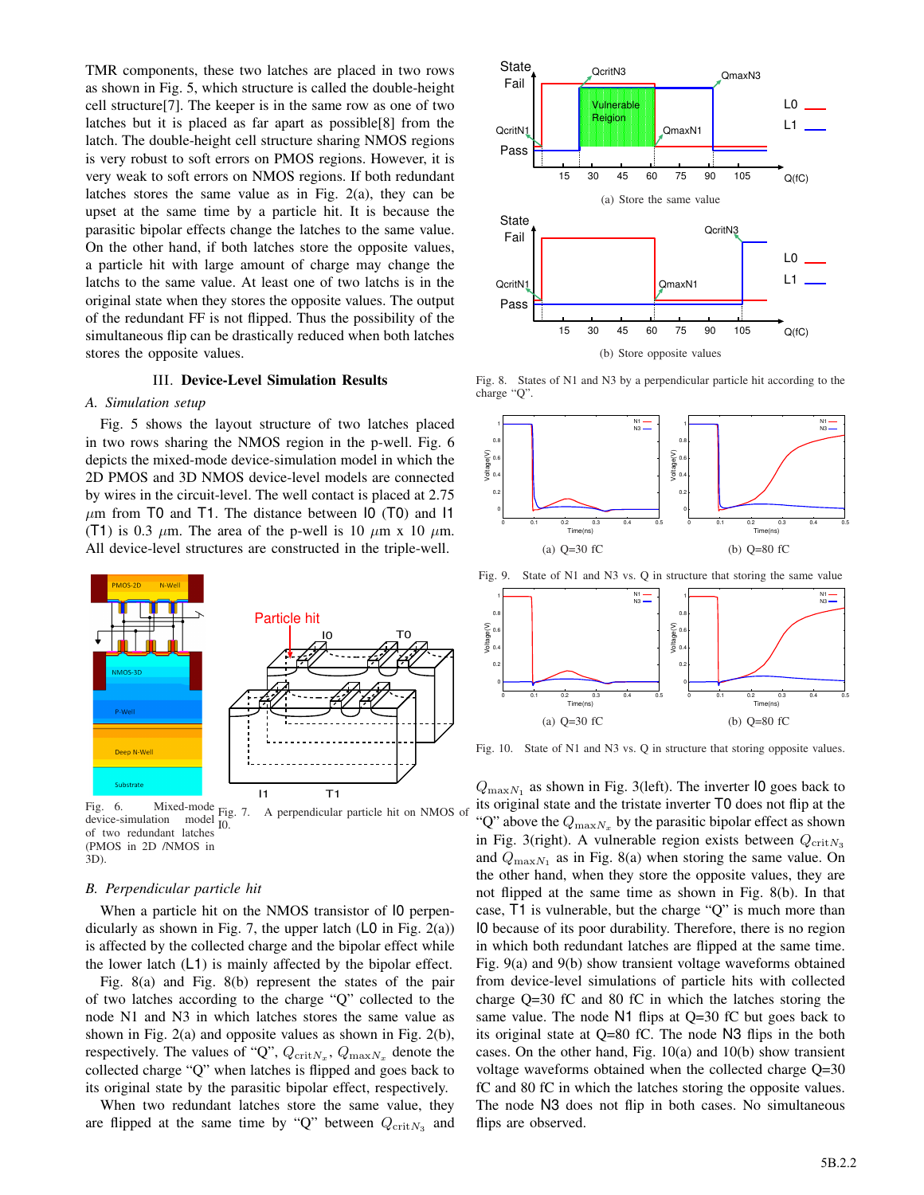TMR components, these two latches are placed in two rows as shown in Fig. 5, which structure is called the double-height cell structure[7]. The keeper is in the same row as one of two latches but it is placed as far apart as possible[8] from the latch. The double-height cell structure sharing NMOS regions is very robust to soft errors on PMOS regions. However, it is very weak to soft errors on NMOS regions. If both redundant latches stores the same value as in Fig. 2(a), they can be upset at the same time by a particle hit. It is because the parasitic bipolar effects change the latches to the same value. On the other hand, if both latches store the opposite values, a particle hit with large amount of charge may change the latchs to the same value. At least one of two latchs is in the original state when they stores the opposite values. The output of the redundant FF is not flipped. Thus the possibility of the simultaneous flip can be drastically reduced when both latches stores the opposite values.

## III. Device-Level Simulation Results

### A. Simulation setup

Fig. 5 shows the layout structure of two latches placed in two rows sharing the NMOS region in the p-well. Fig. 6 depicts the mixed-mode device-simulation model in which the 2D PMOS and 3D NMOS device-level models are connected by wires in the circuit-level. The well contact is placed at 2.75 $\mu$m from T0 and T1. The distance between I0 (T0) and I1 (T1) is 0.3 $\mu$m. The area of the p-well is 10 $\mu$m x 10 $\mu$m. All device-level structures are constructed in the triple-well.

Fig. 6. Mixed-mode device-simulation model of two redundant latches (PMOS in 2D /NMOS in 3D).

Fig. 7. A perpendicular particle hit on NMOS of I0.

### B. Perpendicular particle hit

When a particle hit on the NMOS transistor of I0 perpendicularly as shown in Fig. 7, the upper latch (L0 in Fig. 2(a)) is affected by the collected charge and the bipolar effect while the lower latch (L1) is mainly affected by the bipolar effect.

Fig. 8(a) and Fig. 8(b) represent the states of the pair of two latches according to the charge "Q" collected to the node N1 and N3 in which latches stores the same value as shown in Fig. 2(a) and opposite values as shown in Fig. 2(b), respectively. The values of "Q", $Q_{\mathrm{crit}N_x}$, $Q_{\mathrm{max}N_x}$ denote the collected charge "Q" when latches is flipped and goes back to its original state by the parasitic bipolar effect, respectively.

When two redundant latches store the same value, they are flipped at the same time by "Q" between $Q_{\mathrm{crit}N_3}$ and $Q_{\mathrm{max}N_1}$ as shown in Fig. 3(left). The inverter I0 goes back to its original state and the tristate inverter T0 does not flip at the "Q" above the $Q_{\mathrm{max}N_x}$ by the parasitic bipolar effect as shown in Fig. 3(right). A vulnerable region exists between $Q_{\mathrm{crit}N_3}$ and $Q_{\mathrm{max}N_1}$ as in Fig. 8(a) when storing the same value. On the other hand, when they store the opposite values, they are not flipped at the same time as shown in Fig. 8(b). In that case, T1 is vulnerable, but the charge "Q" is much more than I0 because of its poor durability. Therefore, there is no region in which both redundant latches are flipped at the same time. Fig. 9(a) and 9(b) show transient voltage waveforms obtained from device-level simulations of particle hits with collected charge Q=30 fC and 80 fC in which the latches storing the same value. The node N1 flips at Q=30 fC but goes back to its original state at Q=80 fC. The node N3 flips in the both cases. On the other hand, Fig. 10(a) and 10(b) show transient voltage waveforms obtained when the collected charge Q=30 fC and 80 fC in which the latches storing the opposite values. The node N3 does not flip in both cases. No simultaneous flips are observed.

(a) Store the same value

(b) Store opposite values

Fig. 8. States of N1 and N3 by a perpendicular particle hit according to the charge "Q".

(a) Q=30 fC

(b) Q=80 fC

Fig. 9. State of N1 and N3 vs. Q in structure that storing the same value

(a) Q=30 fC

(b) Q=80 fC

Fig. 10. State of N1 and N3 vs. Q in structure that storing opposite values.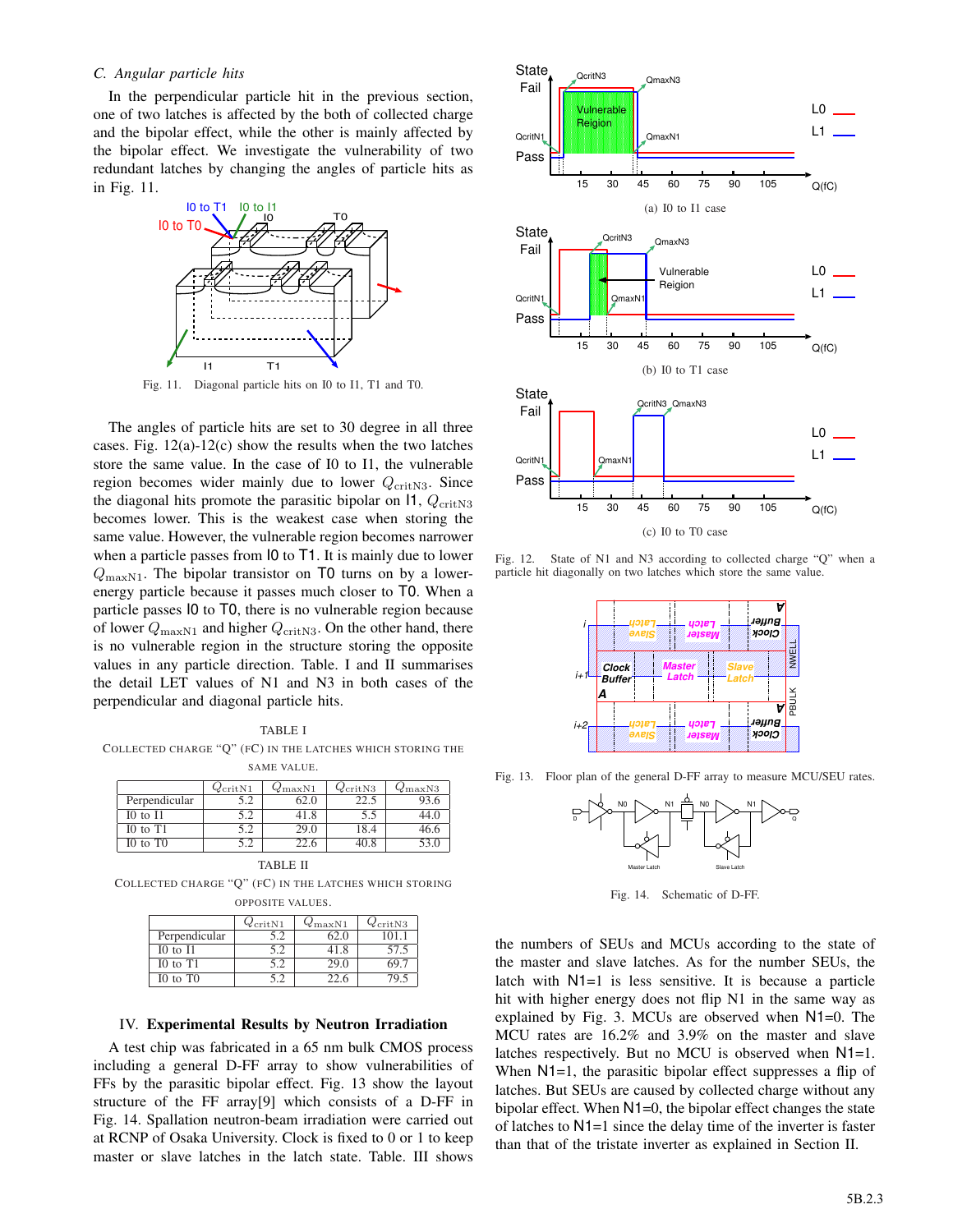### C. Angular particle hits

In the perpendicular particle hit in the previous section, one of two latches is affected by the both of collected charge and the bipolar effect, while the other is mainly affected by the bipolar effect. We investigate the vulnerability of two redundant latches by changing the angles of particle hits as in Fig. 11.

Fig. 11. Diagonal particle hits on I0 to I1, T1 and T0.

The angles of particle hits are set to 30 degree in all three cases. Fig. 12(a)-12(c) show the results when the two latches store the same value. In the case of I0 to I1, the vulnerable region becomes wider mainly due to lower $Q_{\mathrm{critN3}}$. Since the diagonal hits promote the parasitic bipolar on I1, $Q_{\mathrm{critN3}}$ becomes lower. This is the weakest case when storing the same value. However, the vulnerable region becomes narrower when a particle passes from I0 to T1. It is mainly due to lower $Q_{\mathrm{maxN1}}$. The bipolar transistor on T0 turns on by a lower-energy particle because it passes much closer to T0. When a particle passes I0 to T0, there is no vulnerable region because of lower $Q_{\mathrm{maxN1}}$ and higher $Q_{\mathrm{critN3}}$. On the other hand, there is no vulnerable region in the structure storing the opposite values in any particle direction. Table. I and II summarises the detail LET values of N1 and N3 in both cases of the perpendicular and diagonal particle hits.

TABLE I
COLLECTED CHARGE "Q" (FC) IN THE LATCHES WHICH STORING THE SAME VALUE.

| | $Q_{\mathrm{critN1}}$ | $Q_{\mathrm{maxN1}}$ | $Q_{\mathrm{critN3}}$ | $Q_{\mathrm{maxN3}}$ |
|---|---|---|---|---|
| Perpendicular | 5.2 | 62.0 | 22.5 | 93.6 |
| I0 to I1 | 5.2 | 41.8 | 5.5 | 44.0 |
| I0 to T1 | 5.2 | 29.0 | 18.4 | 46.6 |
| I0 to T0 | 5.2 | 22.6 | 40.8 | 53.0 |

TABLE II
COLLECTED CHARGE "Q" (FC) IN THE LATCHES WHICH STORING OPPOSITE VALUES.

| | $Q_{\mathrm{critN1}}$ | $Q_{\mathrm{maxN1}}$ | $Q_{\mathrm{critN3}}$ |
|---|---|---|---|
| Perpendicular | 5.2 | 62.0 | 101.1 |
| I0 to I1 | 5.2 | 41.8 | 57.5 |
| I0 to T1 | 5.2 | 29.0 | 69.7 |
| I0 to T0 | 5.2 | 22.6 | 79.5 |

## IV. Experimental Results by Neutron Irradiation

A test chip was fabricated in a 65 nm bulk CMOS process including a general D-FF array to show vulnerabilities of FFs by the parasitic bipolar effect. Fig. 13 show the layout structure of the FF array[9] which consists of a D-FF in Fig. 14. Spallation neutron-beam irradiation were carried out at RCNP of Osaka University. Clock is fixed to 0 or 1 to keep master or slave latches in the latch state. Table. III shows

(a) I0 to I1 case

(b) I0 to T1 case

(c) I0 to T0 case

Fig. 12. State of N1 and N3 according to collected charge "Q" when a particle hit diagonally on two latches which store the same value.

Fig. 13. Floor plan of the general D-FF array to measure MCU/SEU rates.

Fig. 14. Schematic of D-FF.

the numbers of SEUs and MCUs according to the state of the master and slave latches. As for the number SEUs, the latch with N1=1 is less sensitive. It is because a particle hit with higher energy does not flip N1 in the same way as explained by Fig. 3. MCUs are observed when N1=0. The MCU rates are 16.2% and 3.9% on the master and slave latches respectively. But no MCU is observed when N1=1. When N1=1, the parasitic bipolar effect suppresses a flip of latches. But SEUs are caused by collected charge without any bipolar effect. When N1=0, the bipolar effect changes the state of latches to N1=1 since the delay time of the inverter is faster than that of the tristate inverter as explained in Section II.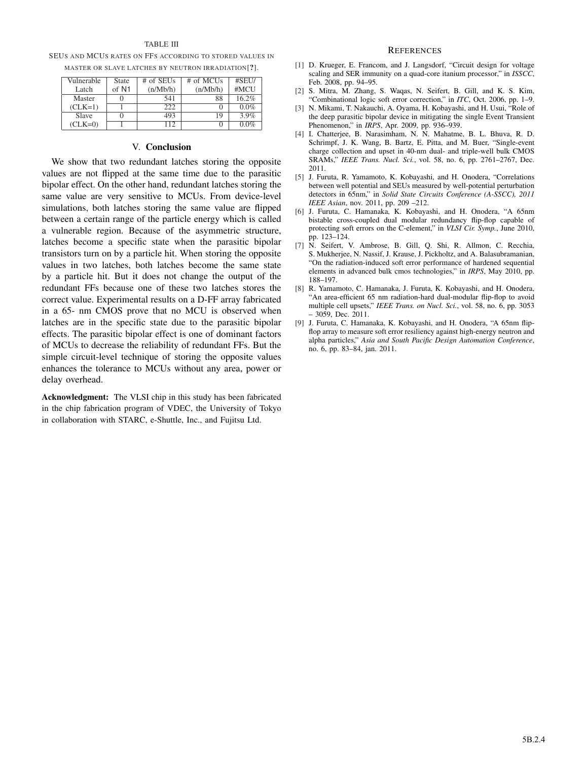TABLE III

SEUs AND MCUs RATES ON FFs ACCORDING TO STORED VALUES IN MASTER OR SLAVE LATCHES BY NEUTRON IRRADIATION[?].

| Vulnerable Latch | State of N1 | # of SEUs (n/Mb/h) | # of MCUs (n/Mb/h) | #SEU/ #MCU |
|---|---|---|---|---|
| Master | 0 | 541 | 88 | 16.2% |
| (CLK=1) | 1 | 222 | 0 | 0.0% |
| Slave | 0 | 493 | 19 | 3.9% |
| (CLK=0) | 1 | 112 | 0 | 0.0% |

## V. Conclusion

We show that two redundant latches storing the opposite values are not flipped at the same time due to the parasitic bipolar effect. On the other hand, redundant latches storing the same value are very sensitive to MCUs. From device-level simulations, both latches storing the same value are flipped between a certain range of the particle energy which is called a vulnerable region. Because of the asymmetric structure, latches become a specific state when the parasitic bipolar transistors turn on by a particle hit. When storing the opposite values in two latches, both latches become the same state by a particle hit. But it does not change the output of the redundant FFs because one of these two latches stores the correct value. Experimental results on a D-FF array fabricated in a 65- nm CMOS prove that no MCU is observed when latches are in the specific state due to the parasitic bipolar effects. The parasitic bipolar effect is one of dominant factors of MCUs to decrease the reliability of redundant FFs. But the simple circuit-level technique of storing the opposite values enhances the tolerance to MCUs without any area, power or delay overhead.

**Acknowledgment:** The VLSI chip in this study has been fabricated in the chip fabrication program of VDEC, the University of Tokyo in collaboration with STARC, e-Shuttle, Inc., and Fujitsu Ltd.

## References

[1] D. Krueger, E. Francom, and J. Langsdorf, "Circuit design for voltage scaling and SER immunity on a quad-core itanium processor," in *ISSCC*, Feb. 2008, pp. 94–95.

[2] S. Mitra, M. Zhang, S. Waqas, N. Seifert, B. Gill, and K. S. Kim, "Combinational logic soft error correction," in *ITC*, Oct. 2006, pp. 1–9.

[3] N. Mikami, T. Nakauchi, A. Oyama, H. Kobayashi, and H. Usui, "Role of the deep parasitic bipolar device in mitigating the single Event Transient Phenomenon," in *IRPS*, Apr. 2009, pp. 936–939.

[4] I. Chatterjee, B. Narasimham, N. N. Mahatme, B. L. Bhuva, R. D. Schrimpf, J. K. Wang, B. Bartz, E. Pitta, and M. Buer, "Single-event charge collection and upset in 40-nm dual- and triple-well bulk CMOS SRAMs," *IEEE Trans. Nucl. Sci.*, vol. 58, no. 6, pp. 2761–2767, Dec. 2011.

[5] J. Furuta, R. Yamamoto, K. Kobayashi, and H. Onodera, "Correlations between well potential and SEUs measured by well-potential perturbation detectors in 65nm," in *Solid State Circuits Conference (A-SSCC), 2011 IEEE Asian*, nov. 2011, pp. 209 –212.

[6] J. Furuta, C. Hamanaka, K. Kobayashi, and H. Onodera, "A 65nm bistable cross-coupled dual modular redundancy flip-flop capable of protecting soft errors on the C-element," in *VLSI Cir. Symp.*, June 2010, pp. 123–124.

[7] N. Seifert, V. Ambrose, B. Gill, Q. Shi, R. Allmon, C. Recchia, S. Mukherjee, N. Nassif, J. Krause, J. Pickholtz, and A. Balasubramanian, "On the radiation-induced soft error performance of hardened sequential elements in advanced bulk cmos technologies," in *IRPS*, May 2010, pp. 188–197.

[8] R. Yamamoto, C. Hamanaka, J. Furuta, K. Kobayashi, and H. Onodera, "An area-efficient 65 nm radiation-hard dual-modular flip-flop to avoid multiple cell upsets," *IEEE Trans. on Nucl. Sci.*, vol. 58, no. 6, pp. 3053 – 3059, Dec. 2011.

[9] J. Furuta, C. Hamanaka, K. Kobayashi, and H. Onodera, "A 65nm flip-flop array to measure soft error resiliency against high-energy neutron and alpha particles," *Asia and South Pacific Design Automation Conference*, no. 6, pp. 83–84, jan. 2011.